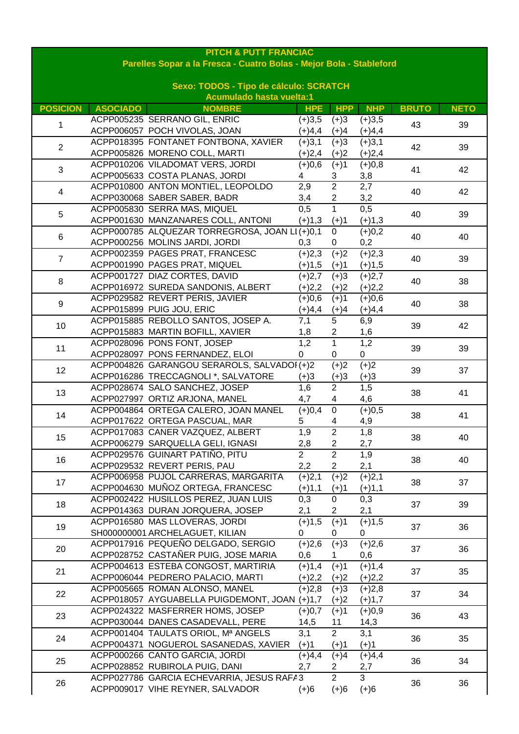**PITCH & PUTT FRANCIAC**

**Parelles Sopar a la Fresca - Cuatro Bolas - Mejor Bola - Stableford**

**Sexo: TODOS - Tipo de cálculo: SCRATCH**

**Acumulado hasta vuelta:1**

| POSICION | ASOCIADO | NOMBRE | HPE | HPP | NHP | BRUTO | NETO |
|---|---|---|---|---|---|---|---|
| 1 | ACPP005235 | SERRANO GIL, ENRIC | (+)3,5 | (+)3 | (+)3,5 | 43 | 39 |
| | ACPP006057 | POCH VIVOLAS, JOAN | (+)4,4 | (+)4 | (+)4,4 | | |
| 2 | ACPP018395 | FONTANET FONTBONA, XAVIER | (+)3,1 | (+)3 | (+)3,1 | 42 | 39 |
| | ACPP005826 | MORENO COLL, MARTI | (+)2,4 | (+)2 | (+)2,4 | | |
| 3 | ACPP010206 | VILADOMAT VERS, JORDI | (+)0,6 | (+)1 | (+)0,8 | 41 | 42 |
| | ACPP005633 | COSTA PLANAS, JORDI | 4 | 3 | 3,8 | | |
| 4 | ACPP010800 | ANTON MONTIEL, LEOPOLDO | 2,9 | 2 | 2,7 | 40 | 42 |
| | ACPP030068 | SABER SABER, BADR | 3,4 | 2 | 3,2 | | |
| 5 | ACPP005830 | SERRA MAS, MIQUEL | 0,5 | 1 | 0,5 | 40 | 39 |
| | ACPP001630 | MANZANARES COLL, ANTONI | (+)1,3 | (+)1 | (+)1,3 | | |
| 6 | ACPP000785 | ALQUEZAR TORREGROSA, JOAN LI | (+)0,1 | 0 | (+)0,2 | 40 | 40 |
| | ACPP000256 | MOLINS JARDI, JORDI | 0,3 | 0 | 0,2 | | |
| 7 | ACPP002359 | PAGES PRAT, FRANCESC | (+)2,3 | (+)2 | (+)2,3 | 40 | 39 |
| | ACPP001990 | PAGES PRAT, MIQUEL | (+)1,5 | (+)1 | (+)1,5 | | |
| 8 | ACPP001727 | DIAZ CORTES, DAVID | (+)2,7 | (+)3 | (+)2,7 | 40 | 38 |
| | ACPP016972 | SUREDA SANDONIS, ALBERT | (+)2,2 | (+)2 | (+)2,2 | | |
| 9 | ACPP029582 | REVERT PERIS, JAVIER | (+)0,6 | (+)1 | (+)0,6 | 40 | 38 |
| | ACPP015899 | PUIG JOU, ERIC | (+)4,4 | (+)4 | (+)4,4 | | |
| 10 | ACPP015885 | REBOLLO SANTOS, JOSEP A. | 7,1 | 5 | 6,9 | 39 | 42 |
| | ACPP015883 | MARTIN BOFILL, XAVIER | 1,8 | 2 | 1,6 | | |
| 11 | ACPP028096 | PONS FONT, JOSEP | 1,2 | 1 | 1,2 | 39 | 39 |
| | ACPP028097 | PONS FERNANDEZ, ELOI | 0 | 0 | 0 | | |
| 12 | ACPP004826 | GARANGOU SERAROLS, SALVADOI | (+)2 | (+)2 | (+)2 | 39 | 37 |
| | ACPP016286 | TRECCAGNOLI *, SALVATORE | (+)3 | (+)3 | (+)3 | | |
| 13 | ACPP028674 | SALO SANCHEZ, JOSEP | 1,6 | 2 | 1,5 | 38 | 41 |
| | ACPP027997 | ORTIZ ARJONA, MANEL | 4,7 | 4 | 4,6 | | |
| 14 | ACPP004864 | ORTEGA CALERO, JOAN MANEL | (+)0,4 | 0 | (+)0,5 | 38 | 41 |
| | ACPP017622 | ORTEGA PASCUAL, MAR | 5 | 4 | 4,9 | | |
| 15 | ACPP017083 | CANER VAZQUEZ, ALBERT | 1,9 | 2 | 1,8 | 38 | 40 |
| | ACPP006279 | SARQUELLA GELI, IGNASI | 2,8 | 2 | 2,7 | | |
| 16 | ACPP029576 | GUINART PATIÑO, PITU | 2 | 2 | 1,9 | 38 | 40 |
| | ACPP029532 | REVERT PERIS, PAU | 2,2 | 2 | 2,1 | | |
| 17 | ACPP006958 | PUJOL CARRERAS, MARGARITA | (+)2,1 | (+)2 | (+)2,1 | 38 | 37 |
| | ACPP004630 | MUÑOZ ORTEGA, FRANCESC | (+)1,1 | (+)1 | (+)1,1 | | |
| 18 | ACPP002422 | HUSILLOS PEREZ, JUAN LUIS | 0,3 | 0 | 0,3 | 37 | 39 |
| | ACPP014363 | DURAN JORQUERA, JOSEP | 2,1 | 2 | 2,1 | | |
| 19 | ACPP016580 | MAS LLOVERAS, JORDI | (+)1,5 | (+)1 | (+)1,5 | 37 | 36 |
| | SH000000001 | ARCHELAGUET, KILIAN | 0 | 0 | 0 | | |
| 20 | ACPP017916 | PEQUEÑO DELGADO, SERGIO | (+)2,6 | (+)3 | (+)2,6 | 37 | 36 |
| | ACPP028752 | CASTAÑER PUIG, JOSE MARIA | 0,6 | 1 | 0,6 | | |
| 21 | ACPP004613 | ESTEBA CONGOST, MARTIRIA | (+)1,4 | (+)1 | (+)1,4 | 37 | 35 |
| | ACPP006044 | PEDRERO PALACIO, MARTI | (+)2,2 | (+)2 | (+)2,2 | | |
| 22 | ACPP005665 | ROMAN ALONSO, MANEL | (+)2,8 | (+)3 | (+)2,8 | 37 | 34 |
| | ACPP018057 | AYGUABELLA PUIGDEMONT, JOAN | (+)1,7 | (+)2 | (+)1,7 | | |
| 23 | ACPP024322 | MASFERRER HOMS, JOSEP | (+)0,7 | (+)1 | (+)0,9 | 36 | 43 |
| | ACPP030044 | DANES CASADEVALL, PERE | 14,5 | 11 | 14,3 | | |
| 24 | ACPP001404 | TAULATS ORIOL, Mª ANGELS | 3,1 | 2 | 3,1 | 36 | 35 |
| | ACPP004371 | NOGUEROL SASANEDAS, XAVIER | (+)1 | (+)1 | (+)1 | | |
| 25 | ACPP000266 | CANTO GARCIA, JORDI | (+)4,4 | (+)4 | (+)4,4 | 36 | 34 |
| | ACPP028852 | RUBIROLA PUIG, DANI | 2,7 | 2 | 2,7 | | |
| 26 | ACPP027786 | GARCIA ECHEVARRIA, JESUS RAFA | 3 | 2 | 3 | 36 | 36 |
| | ACPP009017 | VIHE REYNER, SALVADOR | (+)6 | (+)6 | (+)6 | | |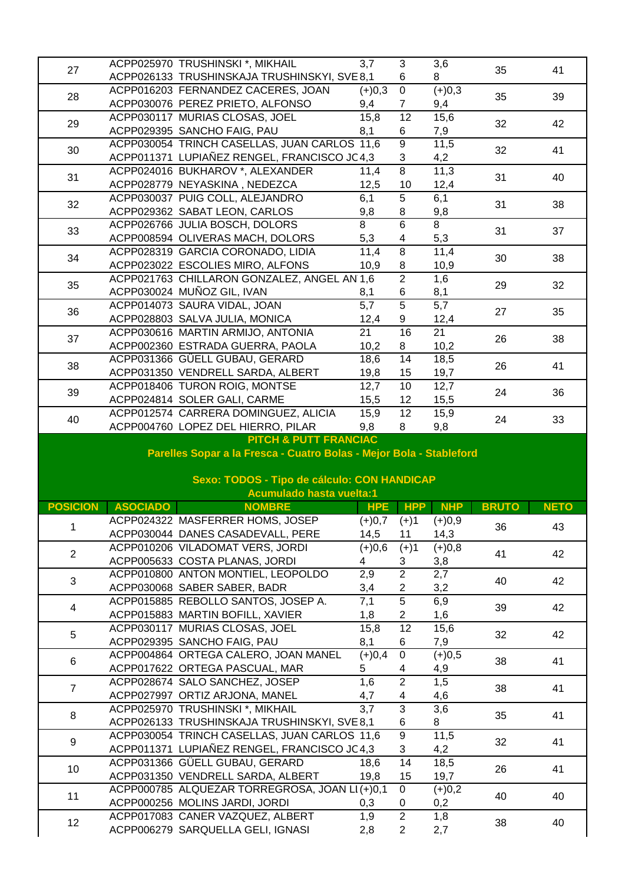| POSICION | ASOCIADO | NOMBRE | HPE | HPP | NHP | BRUTO | NETO |
|---|---|---|---|---|---|---|---|
| 27 | ACPP025970 | TRUSHINSKI *, MIKHAIL | 3,7 | 3 | 3,6 | 35 | 41 |
| | ACPP026133 | TRUSHINSKAJA TRUSHINSKYI, SVE | 8,1 | 6 | 8 | | |
| 28 | ACPP016203 | FERNANDEZ CACERES, JOAN | (+)0,3 | 0 | (+)0,3 | 35 | 39 |
| | ACPP030076 | PEREZ PRIETO, ALFONSO | 9,4 | 7 | 9,4 | | |
| 29 | ACPP030117 | MURIAS CLOSAS, JOEL | 15,8 | 12 | 15,6 | 32 | 42 |
| | ACPP029395 | SANCHO FAIG, PAU | 8,1 | 6 | 7,9 | | |
| 30 | ACPP030054 | TRINCH CASELLAS, JUAN CARLOS | 11,6 | 9 | 11,5 | 32 | 41 |
| | ACPP011371 | LUPIAÑEZ RENGEL, FRANCISCO JC | 4,3 | 3 | 4,2 | | |
| 31 | ACPP024016 | BUKHAROV *, ALEXANDER | 11,4 | 8 | 11,3 | 31 | 40 |
| | ACPP028779 | NEYASKINA , NEDEZCA | 12,5 | 10 | 12,4 | | |
| 32 | ACPP030037 | PUIG COLL, ALEJANDRO | 6,1 | 5 | 6,1 | 31 | 38 |
| | ACPP029362 | SABAT LEON, CARLOS | 9,8 | 8 | 9,8 | | |
| 33 | ACPP026766 | JULIA BOSCH, DOLORS | 8 | 6 | 8 | 31 | 37 |
| | ACPP008594 | OLIVERAS MACH, DOLORS | 5,3 | 4 | 5,3 | | |
| 34 | ACPP028319 | GARCIA CORONADO, LIDIA | 11,4 | 8 | 11,4 | 30 | 38 |
| | ACPP023022 | ESCOLIES MIRO, ALFONS | 10,9 | 8 | 10,9 | | |
| 35 | ACPP021763 | CHILLARON GONZALEZ, ANGEL AN | 1,6 | 2 | 1,6 | 29 | 32 |
| | ACPP030024 | MUÑOZ GIL, IVAN | 8,1 | 6 | 8,1 | | |
| 36 | ACPP014073 | SAURA VIDAL, JOAN | 5,7 | 5 | 5,7 | 27 | 35 |
| | ACPP028803 | SALVA JULIA, MONICA | 12,4 | 9 | 12,4 | | |
| 37 | ACPP030616 | MARTIN ARMIJO, ANTONIA | 21 | 16 | 21 | 26 | 38 |
| | ACPP002360 | ESTRADA GUERRA, PAOLA | 10,2 | 8 | 10,2 | | |
| 38 | ACPP031366 | GÜELL GUBAU, GERARD | 18,6 | 14 | 18,5 | 26 | 41 |
| | ACPP031350 | VENDRELL SARDA, ALBERT | 19,8 | 15 | 19,7 | | |
| 39 | ACPP018406 | TURON ROIG, MONTSE | 12,7 | 10 | 12,7 | 24 | 36 |
| | ACPP024814 | SOLER GALI, CARME | 15,5 | 12 | 15,5 | | |
| 40 | ACPP012574 | CARRERA DOMINGUEZ, ALICIA | 15,9 | 12 | 15,9 | 24 | 33 |
| | ACPP004760 | LOPEZ DEL HIERRO, PILAR | 9,8 | 8 | 9,8 | | |

**PITCH & PUTT FRANCIAC**

**Parelles Sopar a la Fresca - Cuatro Bolas - Mejor Bola - Stableford**

**Sexo: TODOS - Tipo de cálculo: CON HANDICAP**

**Acumulado hasta vuelta:1**

| POSICION | ASOCIADO | NOMBRE | HPE | HPP | NHP | BRUTO | NETO |
|---|---|---|---|---|---|---|---|
| 1 | ACPP024322 | MASFERRER HOMS, JOSEP | (+)0,7 | (+)1 | (+)0,9 | 36 | 43 |
| | ACPP030044 | DANES CASADEVALL, PERE | 14,5 | 11 | 14,3 | | |
| 2 | ACPP010206 | VILADOMAT VERS, JORDI | (+)0,6 | (+)1 | (+)0,8 | 41 | 42 |
| | ACPP005633 | COSTA PLANAS, JORDI | 4 | 3 | 3,8 | | |
| 3 | ACPP010800 | ANTON MONTIEL, LEOPOLDO | 2,9 | 2 | 2,7 | 40 | 42 |
| | ACPP030068 | SABER SABER, BADR | 3,4 | 2 | 3,2 | | |
| 4 | ACPP015885 | REBOLLO SANTOS, JOSEP A. | 7,1 | 5 | 6,9 | 39 | 42 |
| | ACPP015883 | MARTIN BOFILL, XAVIER | 1,8 | 2 | 1,6 | | |
| 5 | ACPP030117 | MURIAS CLOSAS, JOEL | 15,8 | 12 | 15,6 | 32 | 42 |
| | ACPP029395 | SANCHO FAIG, PAU | 8,1 | 6 | 7,9 | | |
| 6 | ACPP004864 | ORTEGA CALERO, JOAN MANEL | (+)0,4 | 0 | (+)0,5 | 38 | 41 |
| | ACPP017622 | ORTEGA PASCUAL, MAR | 5 | 4 | 4,9 | | |
| 7 | ACPP028674 | SALO SANCHEZ, JOSEP | 1,6 | 2 | 1,5 | 38 | 41 |
| | ACPP027997 | ORTIZ ARJONA, MANEL | 4,7 | 4 | 4,6 | | |
| 8 | ACPP025970 | TRUSHINSKI *, MIKHAIL | 3,7 | 3 | 3,6 | 35 | 41 |
| | ACPP026133 | TRUSHINSKAJA TRUSHINSKYI, SVE | 8,1 | 6 | 8 | | |
| 9 | ACPP030054 | TRINCH CASELLAS, JUAN CARLOS | 11,6 | 9 | 11,5 | 32 | 41 |
| | ACPP011371 | LUPIAÑEZ RENGEL, FRANCISCO JC | 4,3 | 3 | 4,2 | | |
| 10 | ACPP031366 | GÜELL GUBAU, GERARD | 18,6 | 14 | 18,5 | 26 | 41 |
| | ACPP031350 | VENDRELL SARDA, ALBERT | 19,8 | 15 | 19,7 | | |
| 11 | ACPP000785 | ALQUEZAR TORREGROSA, JOAN LI | (+)0,1 | 0 | (+)0,2 | 40 | 40 |
| | ACPP000256 | MOLINS JARDI, JORDI | 0,3 | 0 | 0,2 | | |
| 12 | ACPP017083 | CANER VAZQUEZ, ALBERT | 1,9 | 2 | 1,8 | 38 | 40 |
| | ACPP006279 | SARQUELLA GELI, IGNASI | 2,8 | 2 | 2,7 | | |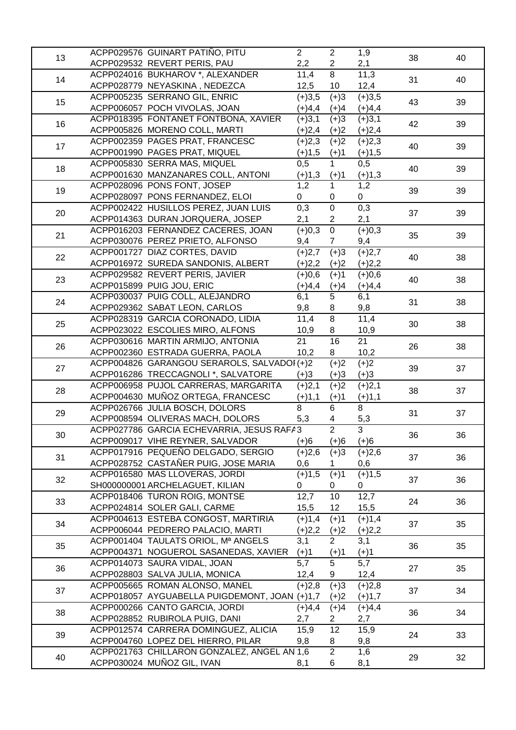| | | | | | | |
|---|---|---|---|---|---|---|
| 13 | ACPP029576 GUINART PATIÑO, PITU | 2 | 2 | 1,9 | 38 | 40 |
| | ACPP029532 REVERT PERIS, PAU | 2,2 | 2 | 2,1 | | |
| 14 | ACPP024016 BUKHAROV *, ALEXANDER | 11,4 | 8 | 11,3 | 31 | 40 |
| | ACPP028779 NEYASKINA , NEDEZCA | 12,5 | 10 | 12,4 | | |
| 15 | ACPP005235 SERRANO GIL, ENRIC | (+)3,5 | (+)3 | (+)3,5 | 43 | 39 |
| | ACPP006057 POCH VIVOLAS, JOAN | (+)4,4 | (+)4 | (+)4,4 | | |
| 16 | ACPP018395 FONTANET FONTBONA, XAVIER | (+)3,1 | (+)3 | (+)3,1 | 42 | 39 |
| | ACPP005826 MORENO COLL, MARTI | (+)2,4 | (+)2 | (+)2,4 | | |
| 17 | ACPP002359 PAGES PRAT, FRANCESC | (+)2,3 | (+)2 | (+)2,3 | 40 | 39 |
| | ACPP001990 PAGES PRAT, MIQUEL | (+)1,5 | (+)1 | (+)1,5 | | |
| 18 | ACPP005830 SERRA MAS, MIQUEL | 0,5 | 1 | 0,5 | 40 | 39 |
| | ACPP001630 MANZANARES COLL, ANTONI | (+)1,3 | (+)1 | (+)1,3 | | |
| 19 | ACPP028096 PONS FONT, JOSEP | 1,2 | 1 | 1,2 | 39 | 39 |
| | ACPP028097 PONS FERNANDEZ, ELOI | 0 | 0 | 0 | | |
| 20 | ACPP002422 HUSILLOS PEREZ, JUAN LUIS | 0,3 | 0 | 0,3 | 37 | 39 |
| | ACPP014363 DURAN JORQUERA, JOSEP | 2,1 | 2 | 2,1 | | |
| 21 | ACPP016203 FERNANDEZ CACERES, JOAN | (+)0,3 | 0 | (+)0,3 | 35 | 39 |
| | ACPP030076 PEREZ PRIETO, ALFONSO | 9,4 | 7 | 9,4 | | |
| 22 | ACPP001727 DIAZ CORTES, DAVID | (+)2,7 | (+)3 | (+)2,7 | 40 | 38 |
| | ACPP016972 SUREDA SANDONIS, ALBERT | (+)2,2 | (+)2 | (+)2,2 | | |
| 23 | ACPP029582 REVERT PERIS, JAVIER | (+)0,6 | (+)1 | (+)0,6 | 40 | 38 |
| | ACPP015899 PUIG JOU, ERIC | (+)4,4 | (+)4 | (+)4,4 | | |
| 24 | ACPP030037 PUIG COLL, ALEJANDRO | 6,1 | 5 | 6,1 | 31 | 38 |
| | ACPP029362 SABAT LEON, CARLOS | 9,8 | 8 | 9,8 | | |
| 25 | ACPP028319 GARCIA CORONADO, LIDIA | 11,4 | 8 | 11,4 | 30 | 38 |
| | ACPP023022 ESCOLIES MIRO, ALFONS | 10,9 | 8 | 10,9 | | |
| 26 | ACPP030616 MARTIN ARMIJO, ANTONIA | 21 | 16 | 21 | 26 | 38 |
| | ACPP002360 ESTRADA GUERRA, PAOLA | 10,2 | 8 | 10,2 | | |
| 27 | ACPP004826 GARANGOU SERAROLS, SALVADOI | (+)2 | (+)2 | (+)2 | 39 | 37 |
| | ACPP016286 TRECCAGNOLI *, SALVATORE | (+)3 | (+)3 | (+)3 | | |
| 28 | ACPP006958 PUJOL CARRERAS, MARGARITA | (+)2,1 | (+)2 | (+)2,1 | 38 | 37 |
| | ACPP004630 MUÑOZ ORTEGA, FRANCESC | (+)1,1 | (+)1 | (+)1,1 | | |
| 29 | ACPP026766 JULIA BOSCH, DOLORS | 8 | 6 | 8 | 31 | 37 |
| | ACPP008594 OLIVERAS MACH, DOLORS | 5,3 | 4 | 5,3 | | |
| 30 | ACPP027786 GARCIA ECHEVARRIA, JESUS RAFA | 3 | 2 | 3 | 36 | 36 |
| | ACPP009017 VIHE REYNER, SALVADOR | (+)6 | (+)6 | (+)6 | | |
| 31 | ACPP017916 PEQUEÑO DELGADO, SERGIO | (+)2,6 | (+)3 | (+)2,6 | 37 | 36 |
| | ACPP028752 CASTAÑER PUIG, JOSE MARIA | 0,6 | 1 | 0,6 | | |
| 32 | ACPP016580 MAS LLOVERAS, JORDI | (+)1,5 | (+)1 | (+)1,5 | 37 | 36 |
| | SH000000001 ARCHELAGUET, KILIAN | 0 | 0 | 0 | | |
| 33 | ACPP018406 TURON ROIG, MONTSE | 12,7 | 10 | 12,7 | 24 | 36 |
| | ACPP024814 SOLER GALI, CARME | 15,5 | 12 | 15,5 | | |
| 34 | ACPP004613 ESTEBA CONGOST, MARTIRIA | (+)1,4 | (+)1 | (+)1,4 | 37 | 35 |
| | ACPP006044 PEDRERO PALACIO, MARTI | (+)2,2 | (+)2 | (+)2,2 | | |
| 35 | ACPP001404 TAULATS ORIOL, Mª ANGELS | 3,1 | 2 | 3,1 | 36 | 35 |
| | ACPP004371 NOGUEROL SASANEDAS, XAVIER | (+)1 | (+)1 | (+)1 | | |
| 36 | ACPP014073 SAURA VIDAL, JOAN | 5,7 | 5 | 5,7 | 27 | 35 |
| | ACPP028803 SALVA JULIA, MONICA | 12,4 | 9 | 12,4 | | |
| 37 | ACPP005665 ROMAN ALONSO, MANEL | (+)2,8 | (+)3 | (+)2,8 | 37 | 34 |
| | ACPP018057 AYGUABELLA PUIGDEMONT, JOAN | (+)1,7 | (+)2 | (+)1,7 | | |
| 38 | ACPP000266 CANTO GARCIA, JORDI | (+)4,4 | (+)4 | (+)4,4 | 36 | 34 |
| | ACPP028852 RUBIROLA PUIG, DANI | 2,7 | 2 | 2,7 | | |
| 39 | ACPP012574 CARRERA DOMINGUEZ, ALICIA | 15,9 | 12 | 15,9 | 24 | 33 |
| | ACPP004760 LOPEZ DEL HIERRO, PILAR | 9,8 | 8 | 9,8 | | |
| 40 | ACPP021763 CHILLARON GONZALEZ, ANGEL AN | 1,6 | 2 | 1,6 | 29 | 32 |
| | ACPP030024 MUÑOZ GIL, IVAN | 8,1 | 6 | 8,1 | | |